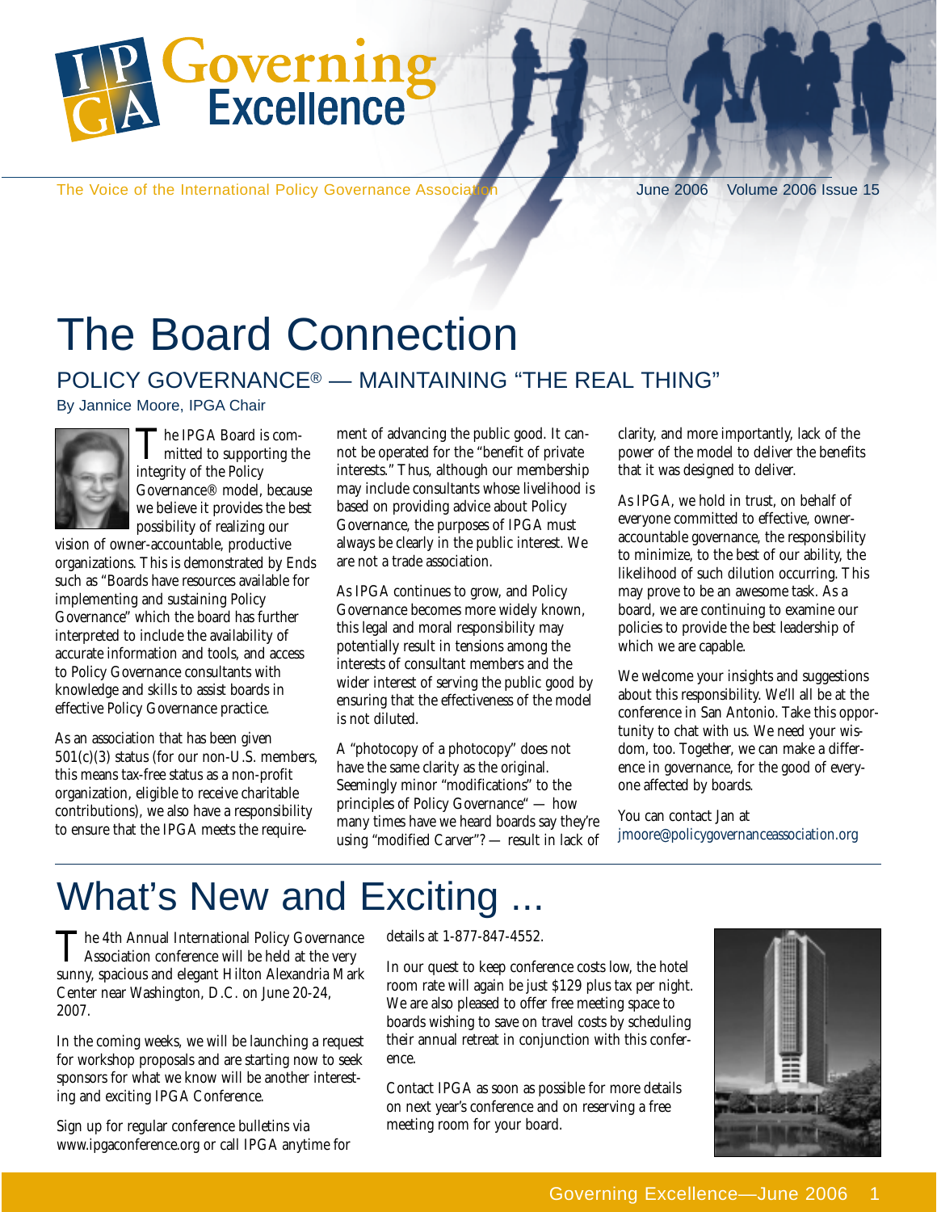# Governing Excellence

The Voice of the International Policy Governance Association

June 2006 Volume 2006 Issue 15

# The Board Connection

## POLICY GOVERNANCE® — MAINTAINING "THE REAL THING"

By Jannice Moore, IPGA Chair

The IPGA Board is committed to supporting the integrity of the Policy Governance® model, because we believe it provides the best possibility of realizing our vision of owner-accountable, productive organizations. This is demonstrated by Ends such as "Boards have resources available for implementing and sustaining Policy Governance" which the board has further interpreted to include the availability of accurate information and tools, and access to Policy Governance consultants with knowledge and skills to assist boards in effective Policy Governance practice.

As an association that has been given 501(c)(3) status (for our non-U.S. members, this means tax-free status as a non-profit organization, eligible to receive charitable contributions), we also have a responsibility to ensure that the IPGA meets the requirement of advancing the public good. It cannot be operated for the "benefit of private interests." Thus, although our membership may include consultants whose livelihood is based on providing advice about Policy Governance, the purposes of IPGA must always be clearly in the public interest. We are not a trade association.

As IPGA continues to grow, and Policy Governance becomes more widely known, this legal and moral responsibility may potentially result in tensions among the interests of consultant members and the wider interest of serving the public good by ensuring that the effectiveness of the model is not diluted.

A "photocopy of a photocopy" does not have the same clarity as the original. Seemingly minor "modifications" to the principles of Policy Governance" — how many times have we heard boards say they're using "modified Carver"? — result in lack of clarity, and more importantly, lack of the power of the model to deliver the benefits that it was designed to deliver.

As IPGA, we hold in trust, on behalf of everyone committed to effective, owner-accountable governance, the responsibility to minimize, to the best of our ability, the likelihood of such dilution occurring. This may prove to be an awesome task. As a board, we are continuing to examine our policies to provide the best leadership of which we are capable.

We welcome your insights and suggestions about this responsibility. We'll all be at the conference in San Antonio. Take this opportunity to chat with us. We need your wisdom, too. Together, we can make a difference in governance, for the good of everyone affected by boards.

You can contact Jan at jmoore@policygovernanceassociation.org

# What's New and Exciting ...

The 4th Annual International Policy Governance Association conference will be held at the very sunny, spacious and elegant Hilton Alexandria Mark Center near Washington, D.C. on June 20-24, 2007.

In the coming weeks, we will be launching a request for workshop proposals and are starting now to seek sponsors for what we know will be another interesting and exciting IPGA Conference.

Sign up for regular conference bulletins via www.ipgaconference.org or call IPGA anytime for details at 1-877-847-4552.

In our quest to keep conference costs low, the hotel room rate will again be just $129 plus tax per night. We are also pleased to offer free meeting space to boards wishing to save on travel costs by scheduling their annual retreat in conjunction with this conference.

Contact IPGA as soon as possible for more details on next year's conference and on reserving a free meeting room for your board.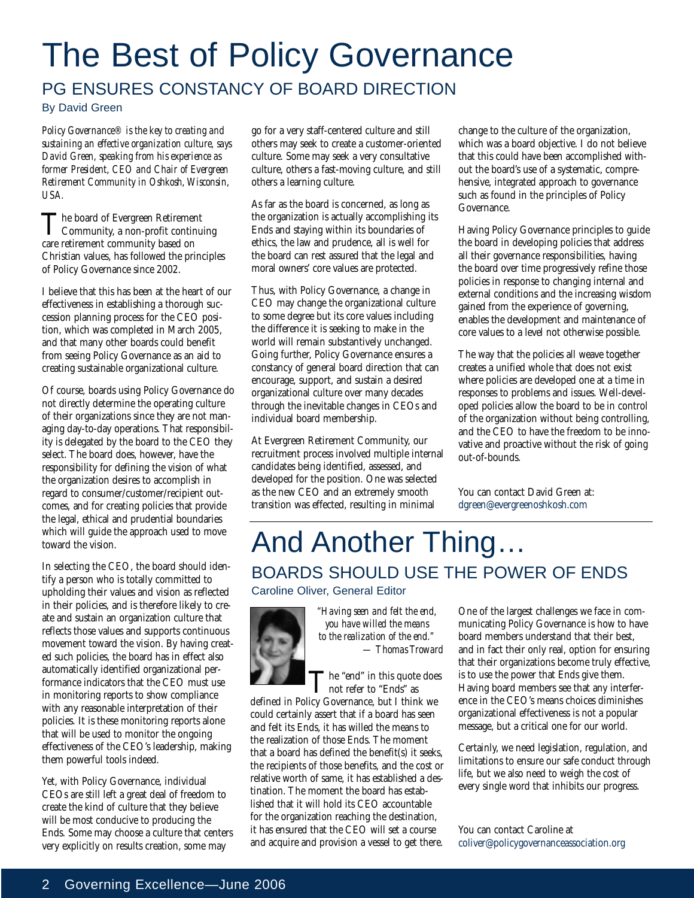# The Best of Policy Governance

## PG ENSURES CONSTANCY OF BOARD DIRECTION

By David Green

*Policy Governance® is the key to creating and sustaining an effective organization culture, says David Green, speaking from his experience as former President, CEO and Chair of Evergreen Retirement Community in Oshkosh, Wisconsin, USA.*

The board of Evergreen Retirement Community, a non-profit continuing care retirement community based on Christian values, has followed the principles of Policy Governance since 2002.

I believe that this has been at the heart of our effectiveness in establishing a thorough succession planning process for the CEO position, which was completed in March 2005, and that many other boards could benefit from seeing Policy Governance as an aid to creating sustainable organizational culture.

Of course, boards using Policy Governance do not directly determine the operating culture of their organizations since they are not managing day-to-day operations. That responsibility is delegated by the board to the CEO they select. The board does, however, have the responsibility for defining the vision of what the organization desires to accomplish in regard to consumer/customer/recipient outcomes, and for creating policies that provide the legal, ethical and prudential boundaries which will guide the approach used to move toward the vision.

In selecting the CEO, the board should identify a person who is totally committed to upholding their values and vision as reflected in their policies, and is therefore likely to create and sustain an organization culture that reflects those values and supports continuous movement toward the vision. By having created such policies, the board has in effect also automatically identified organizational performance indicators that the CEO must use in monitoring reports to show compliance with any reasonable interpretation of their policies. It is these monitoring reports alone that will be used to monitor the ongoing effectiveness of the CEO's leadership, making them powerful tools indeed.

Yet, with Policy Governance, individual CEOs are still left a great deal of freedom to create the kind of culture that they believe will be most conducive to producing the Ends. Some may choose a culture that centers very explicitly on results creation, some may go for a very staff-centered culture and still others may seek to create a customer-oriented culture. Some may seek a very consultative culture, others a fast-moving culture, and still others a learning culture.

As far as the board is concerned, as long as the organization is actually accomplishing its Ends and staying within its boundaries of ethics, the law and prudence, all is well for the board can rest assured that the legal and moral owners' core values are protected.

Thus, with Policy Governance, a change in CEO may change the organizational culture to some degree but its core values including the difference it is seeking to make in the world will remain substantively unchanged. Going further, Policy Governance ensures a constancy of general board direction that can encourage, support, and sustain a desired organizational culture over many decades through the inevitable changes in CEOs and individual board membership.

At Evergreen Retirement Community, our recruitment process involved multiple internal candidates being identified, assessed, and developed for the position. One was selected as the new CEO and an extremely smooth transition was effected, resulting in minimal change to the culture of the organization, which was a board objective. I do not believe that this could have been accomplished without the board's use of a systematic, comprehensive, integrated approach to governance such as found in the principles of Policy Governance.

Having Policy Governance principles to guide the board in developing policies that address all their governance responsibilities, having the board over time progressively refine those policies in response to changing internal and external conditions and the increasing wisdom gained from the experience of governing, enables the development and maintenance of core values to a level not otherwise possible.

The way that the policies all weave together creates a unified whole that does not exist where policies are developed one at a time in responses to problems and issues. Well-developed policies allow the board to be in control of the organization without being controlling, and the CEO to have the freedom to be innovative and proactive without the risk of going out-of-bounds.

You can contact David Green at: dgreen@evergreenoshkosh.com

# And Another Thing…

## BOARDS SHOULD USE THE POWER OF ENDS

Caroline Oliver, General Editor

*"Having seen and felt the end, you have willed the means to the realization of the end."*
*— Thomas Troward*

The "end" in this quote does not refer to "Ends" as defined in Policy Governance, but I think we could certainly assert that if a board has seen and felt its Ends, it has willed the means to the realization of those Ends. The moment that a board has defined the benefit(s) it seeks, the recipients of those benefits, and the cost or relative worth of same, it has established a destination. The moment the board has established that it will hold its CEO accountable for the organization reaching the destination, it has ensured that the CEO will set a course and acquire and provision a vessel to get there.

One of the largest challenges we face in communicating Policy Governance is how to have board members understand that their best, and in fact their only real, option for ensuring that their organizations become truly effective, is to use the power that Ends give them. Having board members see that any interference in the CEO's means choices diminishes organizational effectiveness is not a popular message, but a critical one for our world.

Certainly, we need legislation, regulation, and limitations to ensure our safe conduct through life, but we also need to weigh the cost of every single word that inhibits our progress.

You can contact Caroline at coliver@policygovernanceassociation.org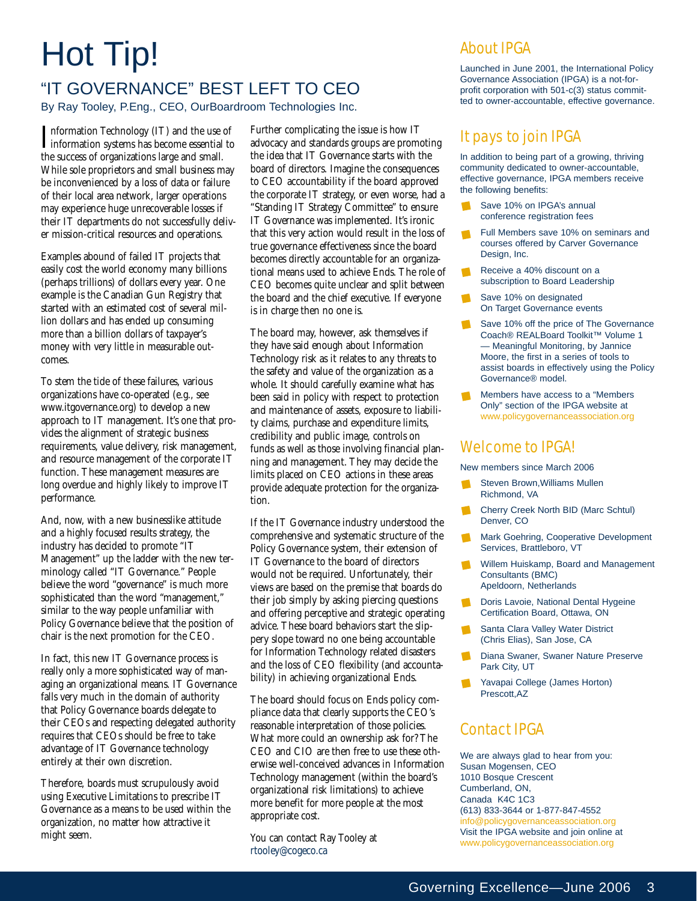# Hot Tip!

## "IT GOVERNANCE" BEST LEFT TO CEO

By Ray Tooley, P.Eng., CEO, OurBoardroom Technologies Inc.

Information Technology (IT) and the use of information systems has become essential to the success of organizations large and small. While sole proprietors and small business may be inconvenienced by a loss of data or failure of their local area network, larger operations may experience huge unrecoverable losses if their IT departments do not successfully deliver mission-critical resources and operations.

Examples abound of failed IT projects that easily cost the world economy many billions (perhaps trillions) of dollars every year. One example is the Canadian Gun Registry that started with an estimated cost of several million dollars and has ended up consuming more than a billion dollars of taxpayer's money with very little in measurable outcomes.

To stem the tide of these failures, various organizations have co-operated (e.g., see www.itgovernance.org) to develop a new approach to IT management. It's one that provides the alignment of strategic business requirements, value delivery, risk management, and resource management of the corporate IT function. These management measures are long overdue and highly likely to improve IT performance.

And, now, with a new businesslike attitude and a highly focused results strategy, the industry has decided to promote "IT Management" up the ladder with the new terminology called "IT Governance." People believe the word "governance" is much more sophisticated than the word "management," similar to the way people unfamiliar with Policy Governance believe that the position of chair is the next promotion for the CEO.

In fact, this new IT Governance process is really only a more sophisticated way of managing an organizational means. IT Governance falls very much in the domain of authority that Policy Governance boards delegate to their CEOs and respecting delegated authority requires that CEOs should be free to take advantage of IT Governance technology entirely at their own discretion.

Therefore, boards must scrupulously avoid using Executive Limitations to prescribe IT Governance as a means to be used within the organization, no matter how attractive it might seem.

Further complicating the issue is how IT advocacy and standards groups are promoting the idea that IT Governance starts with the board of directors. Imagine the consequences to CEO accountability if the board approved the corporate IT strategy, or even worse, had a "Standing IT Strategy Committee" to ensure IT Governance was implemented. It's ironic that this very action would result in the loss of true governance effectiveness since the board becomes directly accountable for an organizational means used to achieve Ends. The role of CEO becomes quite unclear and split between the board and the chief executive. If everyone is in charge then no one is.

The board may, however, ask themselves if they have said enough about Information Technology risk as it relates to any threats to the safety and value of the organization as a whole. It should carefully examine what has been said in policy with respect to protection and maintenance of assets, exposure to liability claims, purchase and expenditure limits, credibility and public image, controls on funds as well as those involving financial planning and management. They may decide the limits placed on CEO actions in these areas provide adequate protection for the organization.

If the IT Governance industry understood the comprehensive and systematic structure of the Policy Governance system, their extension of IT Governance to the board of directors would not be required. Unfortunately, their views are based on the premise that boards do their job simply by asking piercing questions and offering perceptive and strategic operating advice. These board behaviors start the slippery slope toward no one being accountable for Information Technology related disasters and the loss of CEO flexibility (and accountability) in achieving organizational Ends.

The board should focus on Ends policy compliance data that clearly supports the CEO's reasonable interpretation of those policies. What more could an ownership ask for? The CEO and CIO are then free to use these otherwise well-conceived advances in Information Technology management (within the board's organizational risk limitations) to achieve more benefit for more people at the most appropriate cost.

You can contact Ray Tooley at rtooley@cogeco.ca

## About IPGA

Launched in June 2001, the International Policy Governance Association (IPGA) is a not-for-profit corporation with 501-c(3) status committed to owner-accountable, effective governance.

## It pays to join IPGA

In addition to being part of a growing, thriving community dedicated to owner-accountable, effective governance, IPGA members receive the following benefits:

- Save 10% on IPGA's annual conference registration fees
- Full Members save 10% on seminars and courses offered by Carver Governance Design, Inc.
- Receive a 40% discount on a subscription to Board Leadership
- Save 10% on designated On Target Governance events
- Save 10% off the price of The Governance Coach® REALBoard Toolkit™ Volume 1 — Meaningful Monitoring, by Jannice Moore, the first in a series of tools to assist boards in effectively using the Policy Governance® model.
- Members have access to a "Members Only" section of the IPGA website at www.policygovernanceassociation.org

## Welcome to IPGA!

New members since March 2006

- Steven Brown,Williams Mullen Richmond, VA
- Cherry Creek North BID (Marc Schtul) Denver, CO
- Mark Goehring, Cooperative Development Services, Brattleboro, VT
- Willem Huiskamp, Board and Management Consultants (BMC) Apeldoorn, Netherlands
- Doris Lavoie, National Dental Hygeine Certification Board, Ottawa, ON
- Santa Clara Valley Water District (Chris Elias), San Jose, CA
- Diana Swaner, Swaner Nature Preserve Park City, UT
- Yavapai College (James Horton) Prescott,AZ

## Contact IPGA

We are always glad to hear from you:
Susan Mogensen, CEO
1010 Bosque Crescent
Cumberland, ON,
Canada K4C 1C3
(613) 833-3644 or 1-877-847-4552
info@policygovernanceassociation.org
Visit the IPGA website and join online at
www.policygovernanceassociation.org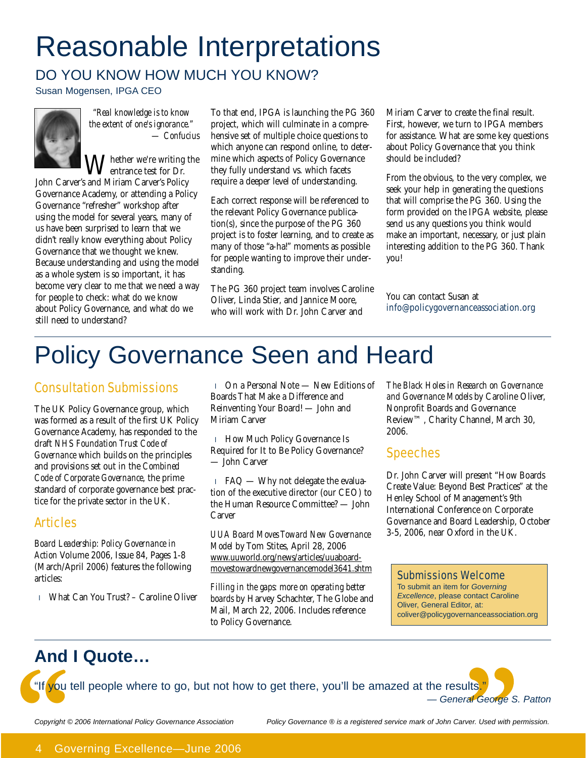# Reasonable Interpretations

## DO YOU KNOW HOW MUCH YOU KNOW?

Susan Mogensen, IPGA CEO

*"Real knowledge is to know the extent of one's ignorance."*
*— Confucius*

Whether we're writing the entrance test for Dr. John Carver's and Miriam Carver's Policy Governance Academy, or attending a Policy Governance "refresher" workshop after using the model for several years, many of us have been surprised to learn that we didn't really know everything about Policy Governance that we thought we knew. Because understanding and using the model as a whole system is so important, it has become very clear to us that we need a way for people to check: what do we know about Policy Governance, and what do we still need to understand?

To that end, IPGA is launching the PG 360 project, which will culminate in a comprehensive set of multiple choice questions to which anyone can respond online, to determine which aspects of Policy Governance they fully understand vs. which facets require a deeper level of understanding.

Each correct response will be referenced to the relevant Policy Governance publication(s), since the purpose of the PG 360 project is to foster learning, and to create as many of those "a-ha!" moments as possible for people wanting to improve their understanding.

The PG 360 project team involves Caroline Oliver, Linda Stier, and Jannice Moore, who will work with Dr. John Carver and Miriam Carver to create the final result. First, however, we turn to IPGA members for assistance. What are some key questions about Policy Governance that you think should be included?

From the obvious, to the very complex, we seek your help in generating the questions that will comprise the PG 360. Using the form provided on the IPGA website, please send us any questions you think would make an important, necessary, or just plain interesting addition to the PG 360. Thank you!

You can contact Susan at info@policygovernanceassociation.org

# Policy Governance Seen and Heard

## Consultation Submissions

The UK Policy Governance group, which was formed as a result of the first UK Policy Governance Academy, has responded to the draft NHS *Foundation Trust Code of Governance* which builds on the principles and provisions set out in the *Combined Code of Corporate Governance*, the prime standard of corporate governance best practice for the private sector in the UK.

## Articles

*Board Leadership: Policy Governance in Action* Volume 2006, Issue 84, Pages 1-8 (March/April 2006) features the following articles:

- What Can You Trust? – Caroline Oliver
- On a Personal Note — New Editions of Boards That Make a Difference and Reinventing Your Board! — John and Miriam Carver
- How Much Policy Governance Is Required for It to Be Policy Governance? — John Carver
- FAQ — Why not delegate the evaluation of the executive director (our CEO) to the Human Resource Committee? — John Carver

*UUA Board Moves Toward New Governance Model* by Tom Stites, April 28, 2006 www.uuworld.org/news/articles/uuaboard-movestowardnewgovernancemodel3641.shtm

*Filling in the gaps: more on operating better boards* by Harvey Schachter, The Globe and Mail, March 22, 2006. Includes reference to Policy Governance.

*The Black Holes in Research on Governance and Governance Models* by Caroline Oliver, Nonprofit Boards and Governance Review™, Charity Channel, March 30, 2006.

## Speeches

Dr. John Carver will present "How Boards Create Value: Beyond Best Practices" at the Henley School of Management's 9th International Conference on Corporate Governance and Board Leadership, October 3-5, 2006, near Oxford in the UK.

### Submissions Welcome

To submit an item for *Governing Excellence*, please contact Caroline Oliver, General Editor, at: coliver@policygovernanceassociation.org

## And I Quote…

"If you tell people where to go, but not how to get there, you'll be amazed at the results."

*— General George S. Patton*

*Copyright © 2006 International Policy Governance Association*

*Policy Governance ® is a registered service mark of John Carver. Used with permission.*